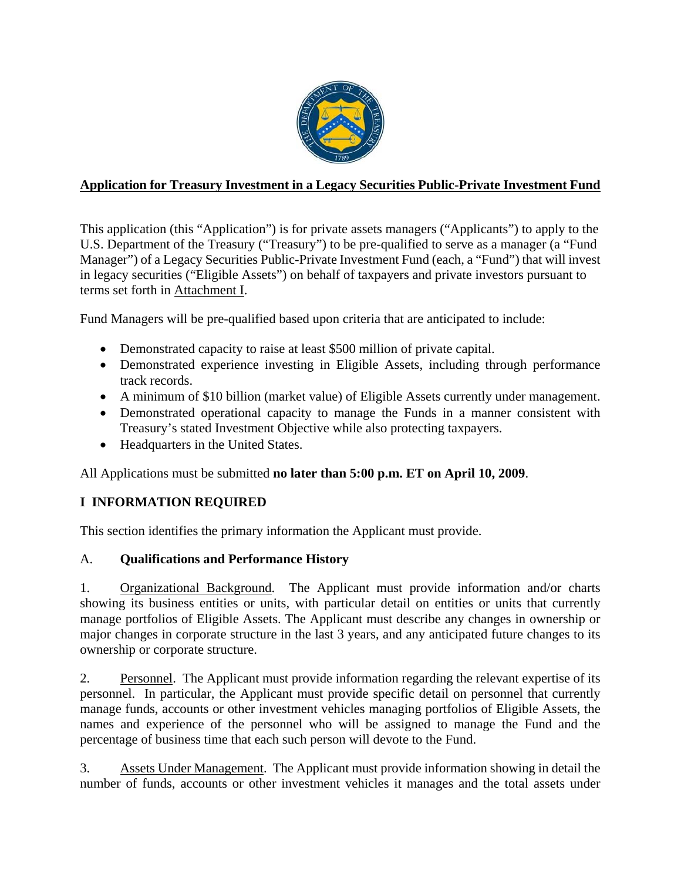# Application for Treasury Investment in a Legacy Securities Public-Private Investment Fund

This application (this "Application") is for private assets managers ("Applicants") to apply to the U.S. Department of the Treasury ("Treasury") to be pre-qualified to serve as a manager (a "Fund Manager") of a Legacy Securities Public-Private Investment Fund (each, a "Fund") that will invest in legacy securities ("Eligible Assets") on behalf of taxpayers and private investors pursuant to terms set forth in Attachment I.

Fund Managers will be pre-qualified based upon criteria that are anticipated to include:

- Demonstrated capacity to raise at least $500 million of private capital.
- Demonstrated experience investing in Eligible Assets, including through performance track records.
- A minimum of $10 billion (market value) of Eligible Assets currently under management.
- Demonstrated operational capacity to manage the Funds in a manner consistent with Treasury's stated Investment Objective while also protecting taxpayers.
- Headquarters in the United States.

All Applications must be submitted **no later than 5:00 p.m. ET on April 10, 2009**.

## I INFORMATION REQUIRED

This section identifies the primary information the Applicant must provide.

### A. Qualifications and Performance History

1. Organizational Background. The Applicant must provide information and/or charts showing its business entities or units, with particular detail on entities or units that currently manage portfolios of Eligible Assets. The Applicant must describe any changes in ownership or major changes in corporate structure in the last 3 years, and any anticipated future changes to its ownership or corporate structure.

2. Personnel. The Applicant must provide information regarding the relevant expertise of its personnel. In particular, the Applicant must provide specific detail on personnel that currently manage funds, accounts or other investment vehicles managing portfolios of Eligible Assets, the names and experience of the personnel who will be assigned to manage the Fund and the percentage of business time that each such person will devote to the Fund.

3. Assets Under Management. The Applicant must provide information showing in detail the number of funds, accounts or other investment vehicles it manages and the total assets under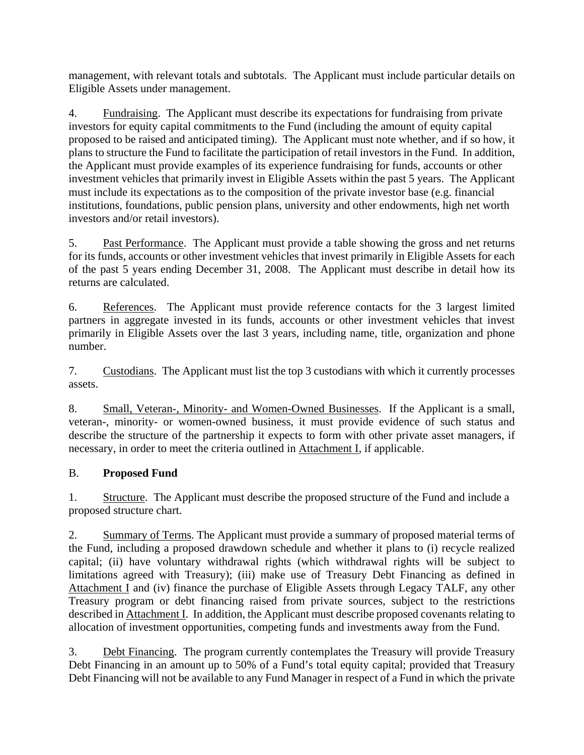management, with relevant totals and subtotals. The Applicant must include particular details on Eligible Assets under management.

4. Fundraising. The Applicant must describe its expectations for fundraising from private investors for equity capital commitments to the Fund (including the amount of equity capital proposed to be raised and anticipated timing). The Applicant must note whether, and if so how, it plans to structure the Fund to facilitate the participation of retail investors in the Fund. In addition, the Applicant must provide examples of its experience fundraising for funds, accounts or other investment vehicles that primarily invest in Eligible Assets within the past 5 years. The Applicant must include its expectations as to the composition of the private investor base (e.g. financial institutions, foundations, public pension plans, university and other endowments, high net worth investors and/or retail investors).

5. Past Performance. The Applicant must provide a table showing the gross and net returns for its funds, accounts or other investment vehicles that invest primarily in Eligible Assets for each of the past 5 years ending December 31, 2008. The Applicant must describe in detail how its returns are calculated.

6. References. The Applicant must provide reference contacts for the 3 largest limited partners in aggregate invested in its funds, accounts or other investment vehicles that invest primarily in Eligible Assets over the last 3 years, including name, title, organization and phone number.

7. Custodians. The Applicant must list the top 3 custodians with which it currently processes assets.

8. Small, Veteran-, Minority- and Women-Owned Businesses. If the Applicant is a small, veteran-, minority- or women-owned business, it must provide evidence of such status and describe the structure of the partnership it expects to form with other private asset managers, if necessary, in order to meet the criteria outlined in Attachment I, if applicable.

B. **Proposed Fund**

1. Structure. The Applicant must describe the proposed structure of the Fund and include a proposed structure chart.

2. Summary of Terms. The Applicant must provide a summary of proposed material terms of the Fund, including a proposed drawdown schedule and whether it plans to (i) recycle realized capital; (ii) have voluntary withdrawal rights (which withdrawal rights will be subject to limitations agreed with Treasury); (iii) make use of Treasury Debt Financing as defined in Attachment I and (iv) finance the purchase of Eligible Assets through Legacy TALF, any other Treasury program or debt financing raised from private sources, subject to the restrictions described in Attachment I. In addition, the Applicant must describe proposed covenants relating to allocation of investment opportunities, competing funds and investments away from the Fund.

3. Debt Financing. The program currently contemplates the Treasury will provide Treasury Debt Financing in an amount up to 50% of a Fund's total equity capital; provided that Treasury Debt Financing will not be available to any Fund Manager in respect of a Fund in which the private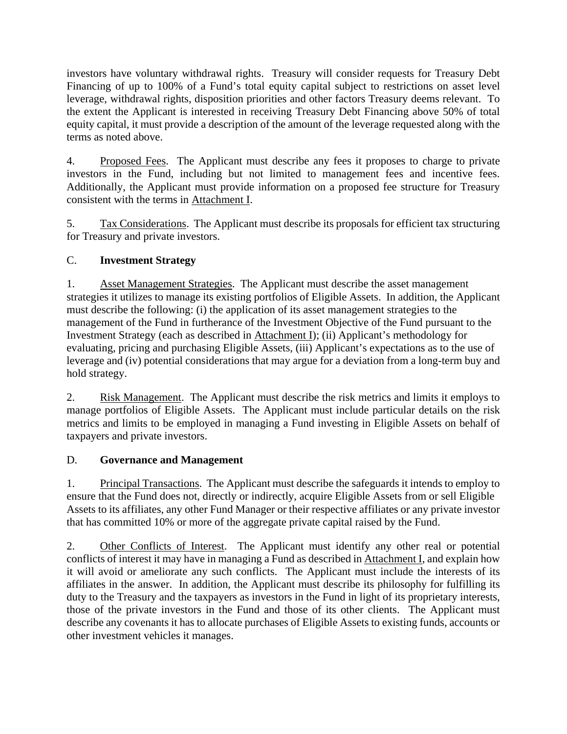investors have voluntary withdrawal rights. Treasury will consider requests for Treasury Debt Financing of up to 100% of a Fund's total equity capital subject to restrictions on asset level leverage, withdrawal rights, disposition priorities and other factors Treasury deems relevant. To the extent the Applicant is interested in receiving Treasury Debt Financing above 50% of total equity capital, it must provide a description of the amount of the leverage requested along with the terms as noted above.

4. Proposed Fees. The Applicant must describe any fees it proposes to charge to private investors in the Fund, including but not limited to management fees and incentive fees. Additionally, the Applicant must provide information on a proposed fee structure for Treasury consistent with the terms in Attachment I.

5. Tax Considerations. The Applicant must describe its proposals for efficient tax structuring for Treasury and private investors.

## C. Investment Strategy

1. Asset Management Strategies. The Applicant must describe the asset management strategies it utilizes to manage its existing portfolios of Eligible Assets. In addition, the Applicant must describe the following: (i) the application of its asset management strategies to the management of the Fund in furtherance of the Investment Objective of the Fund pursuant to the Investment Strategy (each as described in Attachment I); (ii) Applicant's methodology for evaluating, pricing and purchasing Eligible Assets, (iii) Applicant's expectations as to the use of leverage and (iv) potential considerations that may argue for a deviation from a long-term buy and hold strategy.

2. Risk Management. The Applicant must describe the risk metrics and limits it employs to manage portfolios of Eligible Assets. The Applicant must include particular details on the risk metrics and limits to be employed in managing a Fund investing in Eligible Assets on behalf of taxpayers and private investors.

## D. Governance and Management

1. Principal Transactions. The Applicant must describe the safeguards it intends to employ to ensure that the Fund does not, directly or indirectly, acquire Eligible Assets from or sell Eligible Assets to its affiliates, any other Fund Manager or their respective affiliates or any private investor that has committed 10% or more of the aggregate private capital raised by the Fund.

2. Other Conflicts of Interest. The Applicant must identify any other real or potential conflicts of interest it may have in managing a Fund as described in Attachment I, and explain how it will avoid or ameliorate any such conflicts. The Applicant must include the interests of its affiliates in the answer. In addition, the Applicant must describe its philosophy for fulfilling its duty to the Treasury and the taxpayers as investors in the Fund in light of its proprietary interests, those of the private investors in the Fund and those of its other clients. The Applicant must describe any covenants it has to allocate purchases of Eligible Assets to existing funds, accounts or other investment vehicles it manages.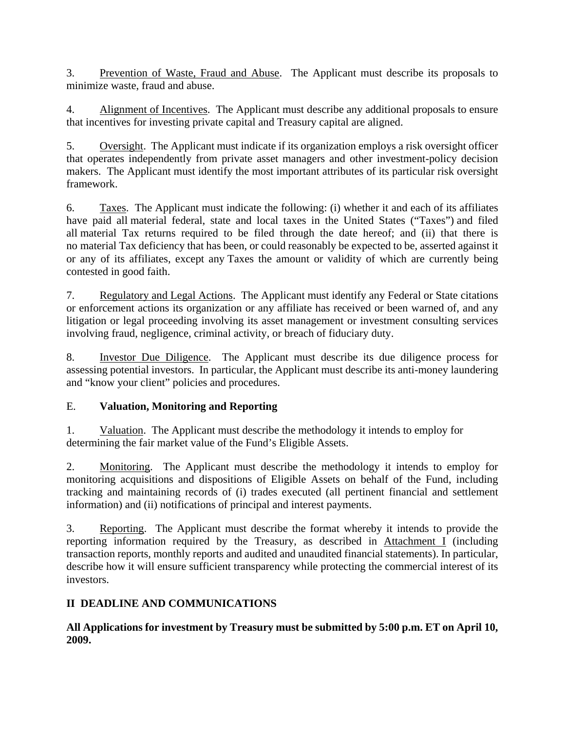3. Prevention of Waste, Fraud and Abuse. The Applicant must describe its proposals to minimize waste, fraud and abuse.

4. Alignment of Incentives. The Applicant must describe any additional proposals to ensure that incentives for investing private capital and Treasury capital are aligned.

5. Oversight. The Applicant must indicate if its organization employs a risk oversight officer that operates independently from private asset managers and other investment-policy decision makers. The Applicant must identify the most important attributes of its particular risk oversight framework.

6. Taxes. The Applicant must indicate the following: (i) whether it and each of its affiliates have paid all material federal, state and local taxes in the United States ("Taxes") and filed all material Tax returns required to be filed through the date hereof; and (ii) that there is no material Tax deficiency that has been, or could reasonably be expected to be, asserted against it or any of its affiliates, except any Taxes the amount or validity of which are currently being contested in good faith.

7. Regulatory and Legal Actions. The Applicant must identify any Federal or State citations or enforcement actions its organization or any affiliate has received or been warned of, and any litigation or legal proceeding involving its asset management or investment consulting services involving fraud, negligence, criminal activity, or breach of fiduciary duty.

8. Investor Due Diligence. The Applicant must describe its due diligence process for assessing potential investors. In particular, the Applicant must describe its anti-money laundering and "know your client" policies and procedures.

### E. Valuation, Monitoring and Reporting

1. Valuation. The Applicant must describe the methodology it intends to employ for determining the fair market value of the Fund's Eligible Assets.

2. Monitoring. The Applicant must describe the methodology it intends to employ for monitoring acquisitions and dispositions of Eligible Assets on behalf of the Fund, including tracking and maintaining records of (i) trades executed (all pertinent financial and settlement information) and (ii) notifications of principal and interest payments.

3. Reporting. The Applicant must describe the format whereby it intends to provide the reporting information required by the Treasury, as described in Attachment I (including transaction reports, monthly reports and audited and unaudited financial statements). In particular, describe how it will ensure sufficient transparency while protecting the commercial interest of its investors.

## II DEADLINE AND COMMUNICATIONS

**All Applications for investment by Treasury must be submitted by 5:00 p.m. ET on April 10, 2009.**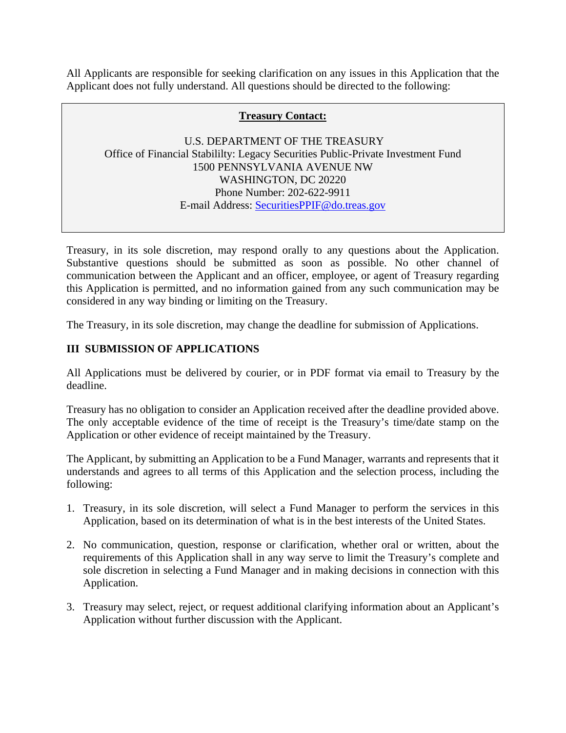All Applicants are responsible for seeking clarification on any issues in this Application that the Applicant does not fully understand. All questions should be directed to the following:

**Treasury Contact:**

U.S. DEPARTMENT OF THE TREASURY
Office of Financial Stabililty: Legacy Securities Public-Private Investment Fund
1500 PENNSYLVANIA AVENUE NW
WASHINGTON, DC 20220
Phone Number: 202-622-9911
E-mail Address: SecuritiesPPIF@do.treas.gov

Treasury, in its sole discretion, may respond orally to any questions about the Application. Substantive questions should be submitted as soon as possible. No other channel of communication between the Applicant and an officer, employee, or agent of Treasury regarding this Application is permitted, and no information gained from any such communication may be considered in any way binding or limiting on the Treasury.

The Treasury, in its sole discretion, may change the deadline for submission of Applications.

## III SUBMISSION OF APPLICATIONS

All Applications must be delivered by courier, or in PDF format via email to Treasury by the deadline.

Treasury has no obligation to consider an Application received after the deadline provided above. The only acceptable evidence of the time of receipt is the Treasury's time/date stamp on the Application or other evidence of receipt maintained by the Treasury.

The Applicant, by submitting an Application to be a Fund Manager, warrants and represents that it understands and agrees to all terms of this Application and the selection process, including the following:

1. Treasury, in its sole discretion, will select a Fund Manager to perform the services in this Application, based on its determination of what is in the best interests of the United States.

2. No communication, question, response or clarification, whether oral or written, about the requirements of this Application shall in any way serve to limit the Treasury's complete and sole discretion in selecting a Fund Manager and in making decisions in connection with this Application.

3. Treasury may select, reject, or request additional clarifying information about an Applicant's Application without further discussion with the Applicant.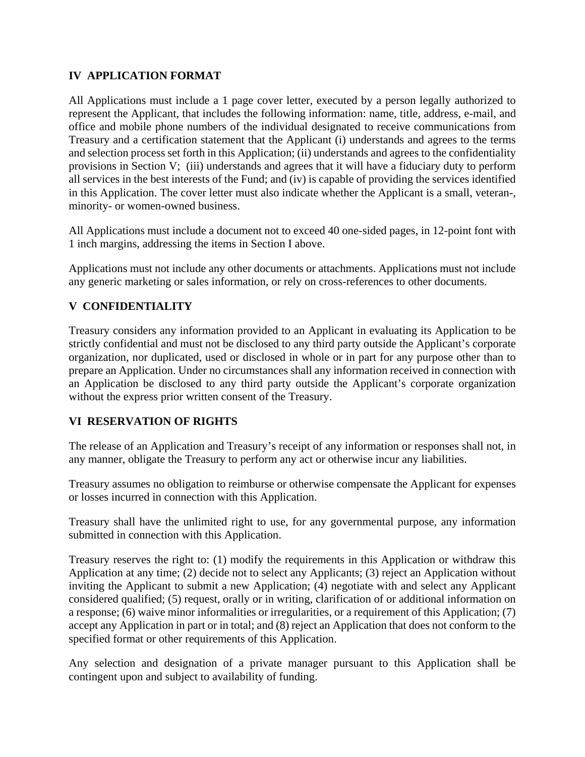## IV APPLICATION FORMAT

All Applications must include a 1 page cover letter, executed by a person legally authorized to represent the Applicant, that includes the following information: name, title, address, e-mail, and office and mobile phone numbers of the individual designated to receive communications from Treasury and a certification statement that the Applicant (i) understands and agrees to the terms and selection process set forth in this Application; (ii) understands and agrees to the confidentiality provisions in Section V; (iii) understands and agrees that it will have a fiduciary duty to perform all services in the best interests of the Fund; and (iv) is capable of providing the services identified in this Application. The cover letter must also indicate whether the Applicant is a small, veteran-, minority- or women-owned business.

All Applications must include a document not to exceed 40 one-sided pages, in 12-point font with 1 inch margins, addressing the items in Section I above.

Applications must not include any other documents or attachments. Applications must not include any generic marketing or sales information, or rely on cross-references to other documents.

## V CONFIDENTIALITY

Treasury considers any information provided to an Applicant in evaluating its Application to be strictly confidential and must not be disclosed to any third party outside the Applicant's corporate organization, nor duplicated, used or disclosed in whole or in part for any purpose other than to prepare an Application. Under no circumstances shall any information received in connection with an Application be disclosed to any third party outside the Applicant's corporate organization without the express prior written consent of the Treasury.

## VI RESERVATION OF RIGHTS

The release of an Application and Treasury's receipt of any information or responses shall not, in any manner, obligate the Treasury to perform any act or otherwise incur any liabilities.

Treasury assumes no obligation to reimburse or otherwise compensate the Applicant for expenses or losses incurred in connection with this Application.

Treasury shall have the unlimited right to use, for any governmental purpose, any information submitted in connection with this Application.

Treasury reserves the right to: (1) modify the requirements in this Application or withdraw this Application at any time; (2) decide not to select any Applicants; (3) reject an Application without inviting the Applicant to submit a new Application; (4) negotiate with and select any Applicant considered qualified; (5) request, orally or in writing, clarification of or additional information on a response; (6) waive minor informalities or irregularities, or a requirement of this Application; (7) accept any Application in part or in total; and (8) reject an Application that does not conform to the specified format or other requirements of this Application.

Any selection and designation of a private manager pursuant to this Application shall be contingent upon and subject to availability of funding.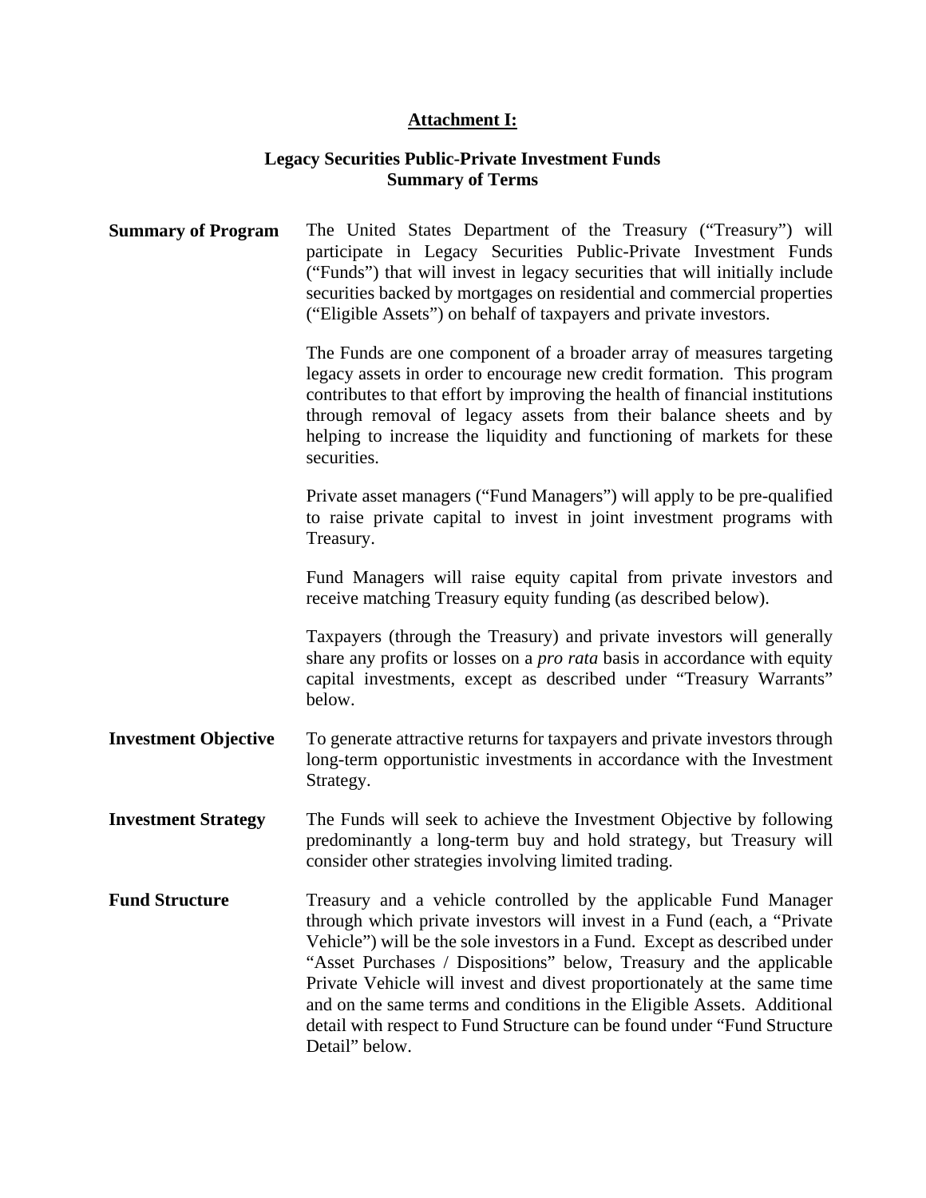**Attachment I:**

**Legacy Securities Public-Private Investment Funds**
**Summary of Terms**

**Summary of Program**

The United States Department of the Treasury ("Treasury") will participate in Legacy Securities Public-Private Investment Funds ("Funds") that will invest in legacy securities that will initially include securities backed by mortgages on residential and commercial properties ("Eligible Assets") on behalf of taxpayers and private investors.

The Funds are one component of a broader array of measures targeting legacy assets in order to encourage new credit formation. This program contributes to that effort by improving the health of financial institutions through removal of legacy assets from their balance sheets and by helping to increase the liquidity and functioning of markets for these securities.

Private asset managers ("Fund Managers") will apply to be pre-qualified to raise private capital to invest in joint investment programs with Treasury.

Fund Managers will raise equity capital from private investors and receive matching Treasury equity funding (as described below).

Taxpayers (through the Treasury) and private investors will generally share any profits or losses on a *pro rata* basis in accordance with equity capital investments, except as described under "Treasury Warrants" below.

**Investment Objective**

To generate attractive returns for taxpayers and private investors through long-term opportunistic investments in accordance with the Investment Strategy.

**Investment Strategy**

The Funds will seek to achieve the Investment Objective by following predominantly a long-term buy and hold strategy, but Treasury will consider other strategies involving limited trading.

**Fund Structure**

Treasury and a vehicle controlled by the applicable Fund Manager through which private investors will invest in a Fund (each, a "Private Vehicle") will be the sole investors in a Fund. Except as described under "Asset Purchases / Dispositions" below, Treasury and the applicable Private Vehicle will invest and divest proportionately at the same time and on the same terms and conditions in the Eligible Assets. Additional detail with respect to Fund Structure can be found under "Fund Structure Detail" below.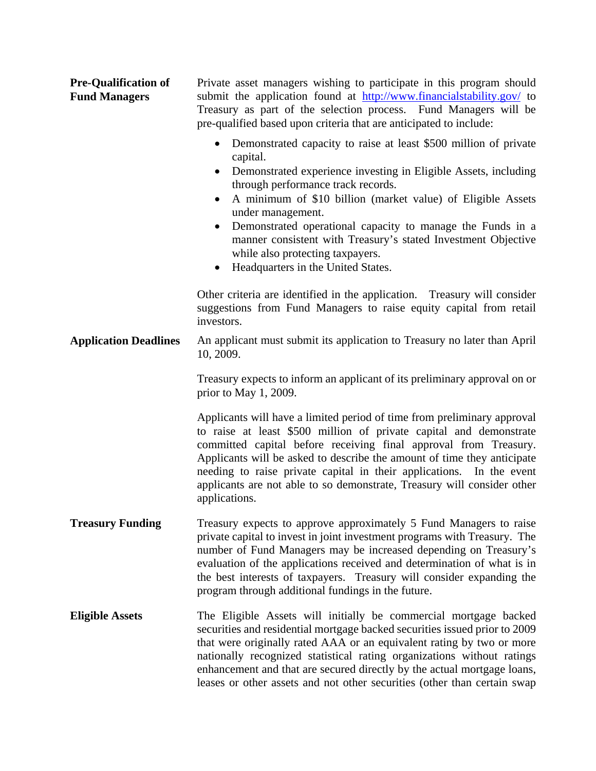**Pre-Qualification of Fund Managers**

Private asset managers wishing to participate in this program should submit the application found at http://www.financialstability.gov/ to Treasury as part of the selection process. Fund Managers will be pre-qualified based upon criteria that are anticipated to include:

- Demonstrated capacity to raise at least $500 million of private capital.
- Demonstrated experience investing in Eligible Assets, including through performance track records.
- A minimum of $10 billion (market value) of Eligible Assets under management.
- Demonstrated operational capacity to manage the Funds in a manner consistent with Treasury's stated Investment Objective while also protecting taxpayers.
- Headquarters in the United States.

Other criteria are identified in the application. Treasury will consider suggestions from Fund Managers to raise equity capital from retail investors.

**Application Deadlines**

An applicant must submit its application to Treasury no later than April 10, 2009.

Treasury expects to inform an applicant of its preliminary approval on or prior to May 1, 2009.

Applicants will have a limited period of time from preliminary approval to raise at least $500 million of private capital and demonstrate committed capital before receiving final approval from Treasury. Applicants will be asked to describe the amount of time they anticipate needing to raise private capital in their applications. In the event applicants are not able to so demonstrate, Treasury will consider other applications.

**Treasury Funding**

Treasury expects to approve approximately 5 Fund Managers to raise private capital to invest in joint investment programs with Treasury. The number of Fund Managers may be increased depending on Treasury's evaluation of the applications received and determination of what is in the best interests of taxpayers. Treasury will consider expanding the program through additional fundings in the future.

**Eligible Assets**

The Eligible Assets will initially be commercial mortgage backed securities and residential mortgage backed securities issued prior to 2009 that were originally rated AAA or an equivalent rating by two or more nationally recognized statistical rating organizations without ratings enhancement and that are secured directly by the actual mortgage loans, leases or other assets and not other securities (other than certain swap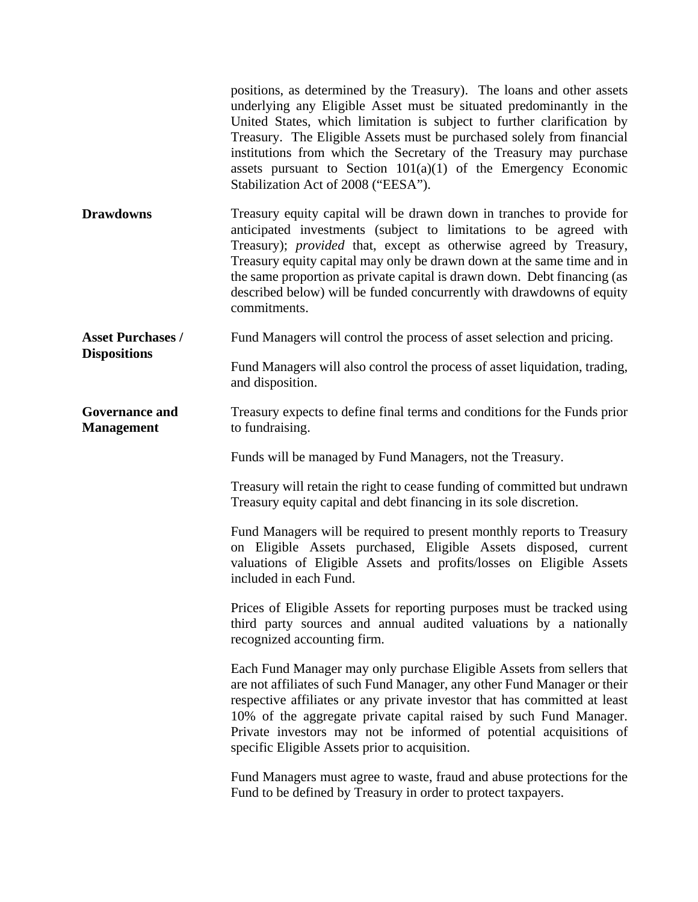positions, as determined by the Treasury). The loans and other assets underlying any Eligible Asset must be situated predominantly in the United States, which limitation is subject to further clarification by Treasury. The Eligible Assets must be purchased solely from financial institutions from which the Secretary of the Treasury may purchase assets pursuant to Section 101(a)(1) of the Emergency Economic Stabilization Act of 2008 ("EESA").

**Drawdowns**

Treasury equity capital will be drawn down in tranches to provide for anticipated investments (subject to limitations to be agreed with Treasury); *provided* that, except as otherwise agreed by Treasury, Treasury equity capital may only be drawn down at the same time and in the same proportion as private capital is drawn down. Debt financing (as described below) will be funded concurrently with drawdowns of equity commitments.

**Asset Purchases / Dispositions**

Fund Managers will control the process of asset selection and pricing.

Fund Managers will also control the process of asset liquidation, trading, and disposition.

**Governance and Management**

Treasury expects to define final terms and conditions for the Funds prior to fundraising.

Funds will be managed by Fund Managers, not the Treasury.

Treasury will retain the right to cease funding of committed but undrawn Treasury equity capital and debt financing in its sole discretion.

Fund Managers will be required to present monthly reports to Treasury on Eligible Assets purchased, Eligible Assets disposed, current valuations of Eligible Assets and profits/losses on Eligible Assets included in each Fund.

Prices of Eligible Assets for reporting purposes must be tracked using third party sources and annual audited valuations by a nationally recognized accounting firm.

Each Fund Manager may only purchase Eligible Assets from sellers that are not affiliates of such Fund Manager, any other Fund Manager or their respective affiliates or any private investor that has committed at least 10% of the aggregate private capital raised by such Fund Manager. Private investors may not be informed of potential acquisitions of specific Eligible Assets prior to acquisition.

Fund Managers must agree to waste, fraud and abuse protections for the Fund to be defined by Treasury in order to protect taxpayers.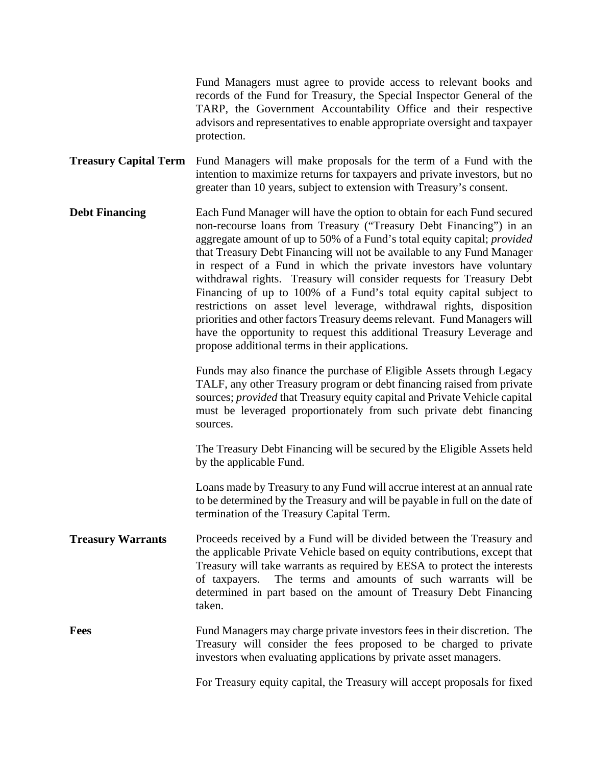Fund Managers must agree to provide access to relevant books and records of the Fund for Treasury, the Special Inspector General of the TARP, the Government Accountability Office and their respective advisors and representatives to enable appropriate oversight and taxpayer protection.

**Treasury Capital Term** Fund Managers will make proposals for the term of a Fund with the intention to maximize returns for taxpayers and private investors, but no greater than 10 years, subject to extension with Treasury's consent.

**Debt Financing** Each Fund Manager will have the option to obtain for each Fund secured non-recourse loans from Treasury ("Treasury Debt Financing") in an aggregate amount of up to 50% of a Fund's total equity capital; *provided* that Treasury Debt Financing will not be available to any Fund Manager in respect of a Fund in which the private investors have voluntary withdrawal rights. Treasury will consider requests for Treasury Debt Financing of up to 100% of a Fund's total equity capital subject to restrictions on asset level leverage, withdrawal rights, disposition priorities and other factors Treasury deems relevant. Fund Managers will have the opportunity to request this additional Treasury Leverage and propose additional terms in their applications.

Funds may also finance the purchase of Eligible Assets through Legacy TALF, any other Treasury program or debt financing raised from private sources; *provided* that Treasury equity capital and Private Vehicle capital must be leveraged proportionately from such private debt financing sources.

The Treasury Debt Financing will be secured by the Eligible Assets held by the applicable Fund.

Loans made by Treasury to any Fund will accrue interest at an annual rate to be determined by the Treasury and will be payable in full on the date of termination of the Treasury Capital Term.

**Treasury Warrants** Proceeds received by a Fund will be divided between the Treasury and the applicable Private Vehicle based on equity contributions, except that Treasury will take warrants as required by EESA to protect the interests of taxpayers. The terms and amounts of such warrants will be determined in part based on the amount of Treasury Debt Financing taken.

**Fees** Fund Managers may charge private investors fees in their discretion. The Treasury will consider the fees proposed to be charged to private investors when evaluating applications by private asset managers.

For Treasury equity capital, the Treasury will accept proposals for fixed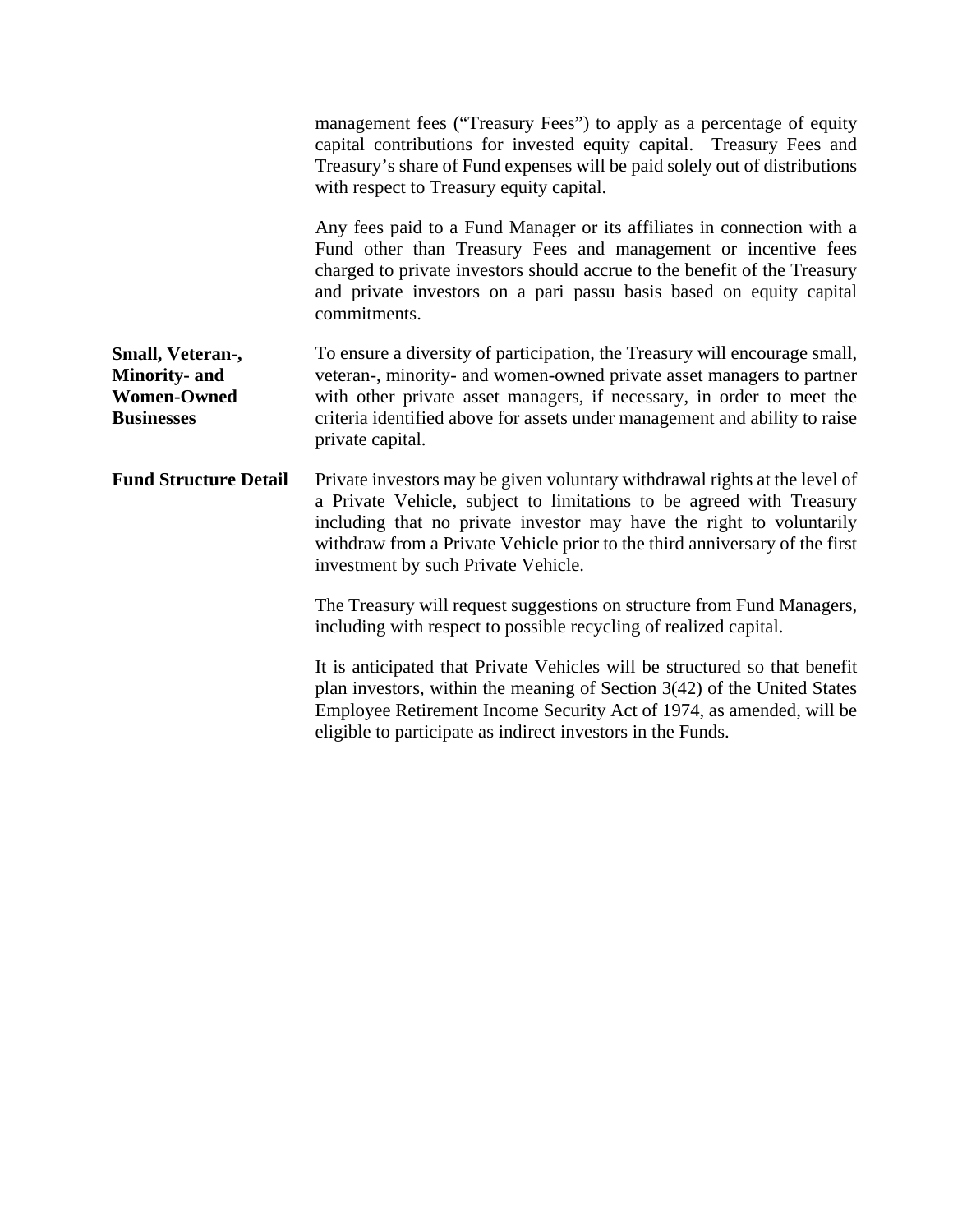management fees ("Treasury Fees") to apply as a percentage of equity capital contributions for invested equity capital. Treasury Fees and Treasury's share of Fund expenses will be paid solely out of distributions with respect to Treasury equity capital.

Any fees paid to a Fund Manager or its affiliates in connection with a Fund other than Treasury Fees and management or incentive fees charged to private investors should accrue to the benefit of the Treasury and private investors on a pari passu basis based on equity capital commitments.

**Small, Veteran-, Minority- and Women-Owned Businesses**

To ensure a diversity of participation, the Treasury will encourage small, veteran-, minority- and women-owned private asset managers to partner with other private asset managers, if necessary, in order to meet the criteria identified above for assets under management and ability to raise private capital.

**Fund Structure Detail**

Private investors may be given voluntary withdrawal rights at the level of a Private Vehicle, subject to limitations to be agreed with Treasury including that no private investor may have the right to voluntarily withdraw from a Private Vehicle prior to the third anniversary of the first investment by such Private Vehicle.

The Treasury will request suggestions on structure from Fund Managers, including with respect to possible recycling of realized capital.

It is anticipated that Private Vehicles will be structured so that benefit plan investors, within the meaning of Section 3(42) of the United States Employee Retirement Income Security Act of 1974, as amended, will be eligible to participate as indirect investors in the Funds.